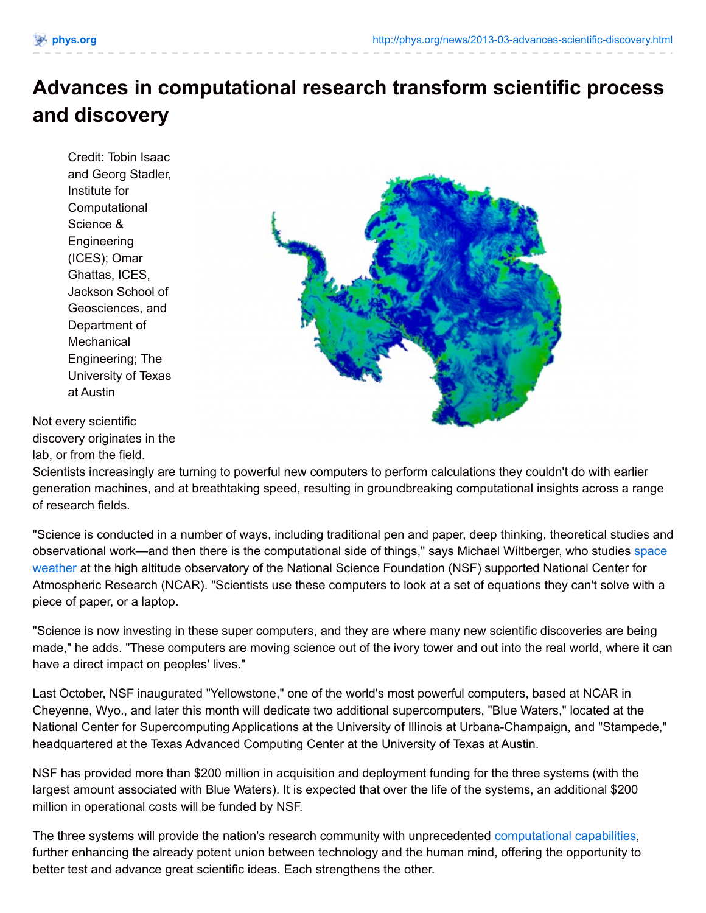# Advances in computational research transform scientific process and discovery

Credit: Tobin Isaac and Georg Stadler, Institute for Computational Science & Engineering (ICES); Omar Ghattas, ICES, Jackson School of Geosciences, and Department of Mechanical Engineering; The University of Texas at Austin

Not every scientific discovery originates in the lab, or from the field. Scientists increasingly are turning to powerful new computers to perform calculations they couldn't do with earlier generation machines, and at breathtaking speed, resulting in groundbreaking computational insights across a range of research fields.

"Science is conducted in a number of ways, including traditional pen and paper, deep thinking, theoretical studies and observational work—and then there is the computational side of things," says Michael Wiltberger, who studies space weather at the high altitude observatory of the National Science Foundation (NSF) supported National Center for Atmospheric Research (NCAR). "Scientists use these computers to look at a set of equations they can't solve with a piece of paper, or a laptop.

"Science is now investing in these super computers, and they are where many new scientific discoveries are being made," he adds. "These computers are moving science out of the ivory tower and out into the real world, where it can have a direct impact on peoples' lives."

Last October, NSF inaugurated "Yellowstone," one of the world's most powerful computers, based at NCAR in Cheyenne, Wyo., and later this month will dedicate two additional supercomputers, "Blue Waters," located at the National Center for Supercomputing Applications at the University of Illinois at Urbana-Champaign, and "Stampede," headquartered at the Texas Advanced Computing Center at the University of Texas at Austin.

NSF has provided more than $200 million in acquisition and deployment funding for the three systems (with the largest amount associated with Blue Waters). It is expected that over the life of the systems, an additional $200 million in operational costs will be funded by NSF.

The three systems will provide the nation's research community with unprecedented computational capabilities, further enhancing the already potent union between technology and the human mind, offering the opportunity to better test and advance great scientific ideas. Each strengthens the other.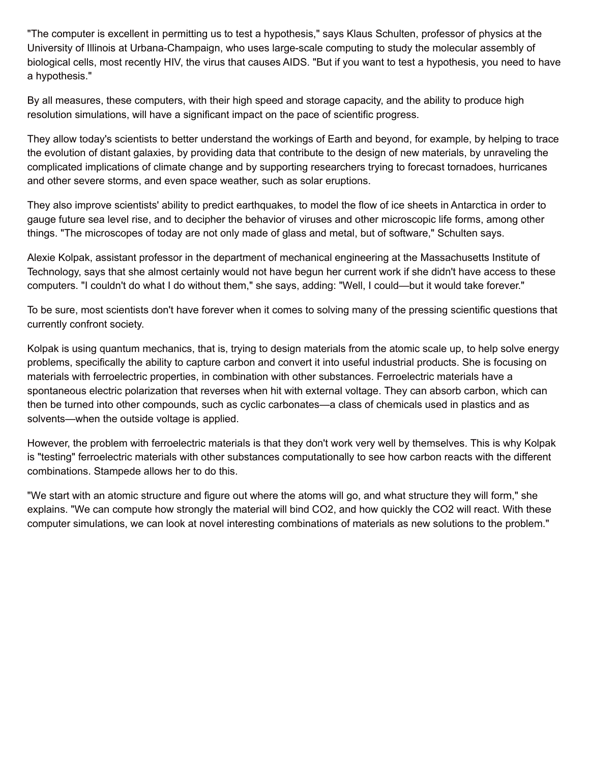"The computer is excellent in permitting us to test a hypothesis," says Klaus Schulten, professor of physics at the University of Illinois at Urbana-Champaign, who uses large-scale computing to study the molecular assembly of biological cells, most recently HIV, the virus that causes AIDS. "But if you want to test a hypothesis, you need to have a hypothesis."

By all measures, these computers, with their high speed and storage capacity, and the ability to produce high resolution simulations, will have a significant impact on the pace of scientific progress.

They allow today's scientists to better understand the workings of Earth and beyond, for example, by helping to trace the evolution of distant galaxies, by providing data that contribute to the design of new materials, by unraveling the complicated implications of climate change and by supporting researchers trying to forecast tornadoes, hurricanes and other severe storms, and even space weather, such as solar eruptions.

They also improve scientists' ability to predict earthquakes, to model the flow of ice sheets in Antarctica in order to gauge future sea level rise, and to decipher the behavior of viruses and other microscopic life forms, among other things. "The microscopes of today are not only made of glass and metal, but of software," Schulten says.

Alexie Kolpak, assistant professor in the department of mechanical engineering at the Massachusetts Institute of Technology, says that she almost certainly would not have begun her current work if she didn't have access to these computers. "I couldn't do what I do without them," she says, adding: "Well, I could—but it would take forever."

To be sure, most scientists don't have forever when it comes to solving many of the pressing scientific questions that currently confront society.

Kolpak is using quantum mechanics, that is, trying to design materials from the atomic scale up, to help solve energy problems, specifically the ability to capture carbon and convert it into useful industrial products. She is focusing on materials with ferroelectric properties, in combination with other substances. Ferroelectric materials have a spontaneous electric polarization that reverses when hit with external voltage. They can absorb carbon, which can then be turned into other compounds, such as cyclic carbonates—a class of chemicals used in plastics and as solvents—when the outside voltage is applied.

However, the problem with ferroelectric materials is that they don't work very well by themselves. This is why Kolpak is "testing" ferroelectric materials with other substances computationally to see how carbon reacts with the different combinations. Stampede allows her to do this.

"We start with an atomic structure and figure out where the atoms will go, and what structure they will form," she explains. "We can compute how strongly the material will bind $CO_2$, and how quickly the $CO_2$ will react. With these computer simulations, we can look at novel interesting combinations of materials as new solutions to the problem."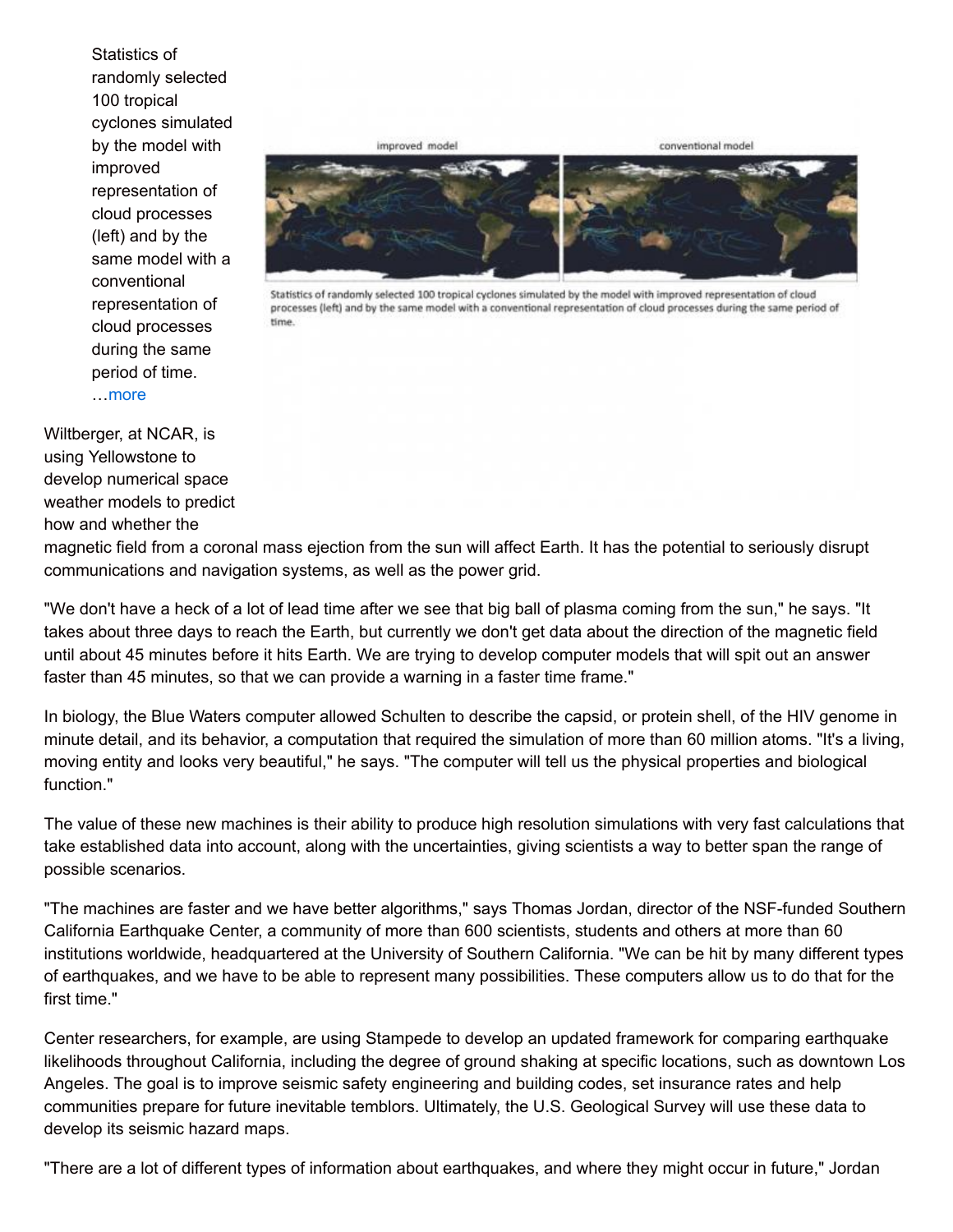Statistics of randomly selected 100 tropical cyclones simulated by the model with improved representation of cloud processes (left) and by the same model with a conventional representation of cloud processes during the same period of time. …more

Wiltberger, at NCAR, is using Yellowstone to develop numerical space weather models to predict how and whether the magnetic field from a coronal mass ejection from the sun will affect Earth. It has the potential to seriously disrupt communications and navigation systems, as well as the power grid.

"We don't have a heck of a lot of lead time after we see that big ball of plasma coming from the sun," he says. "It takes about three days to reach the Earth, but currently we don't get data about the direction of the magnetic field until about 45 minutes before it hits Earth. We are trying to develop computer models that will spit out an answer faster than 45 minutes, so that we can provide a warning in a faster time frame."

In biology, the Blue Waters computer allowed Schulten to describe the capsid, or protein shell, of the HIV genome in minute detail, and its behavior, a computation that required the simulation of more than 60 million atoms. "It's a living, moving entity and looks very beautiful," he says. "The computer will tell us the physical properties and biological function."

The value of these new machines is their ability to produce high resolution simulations with very fast calculations that take established data into account, along with the uncertainties, giving scientists a way to better span the range of possible scenarios.

"The machines are faster and we have better algorithms," says Thomas Jordan, director of the NSF-funded Southern California Earthquake Center, a community of more than 600 scientists, students and others at more than 60 institutions worldwide, headquartered at the University of Southern California. "We can be hit by many different types of earthquakes, and we have to be able to represent many possibilities. These computers allow us to do that for the first time."

Center researchers, for example, are using Stampede to develop an updated framework for comparing earthquake likelihoods throughout California, including the degree of ground shaking at specific locations, such as downtown Los Angeles. The goal is to improve seismic safety engineering and building codes, set insurance rates and help communities prepare for future inevitable temblors. Ultimately, the U.S. Geological Survey will use these data to develop its seismic hazard maps.

"There are a lot of different types of information about earthquakes, and where they might occur in future," Jordan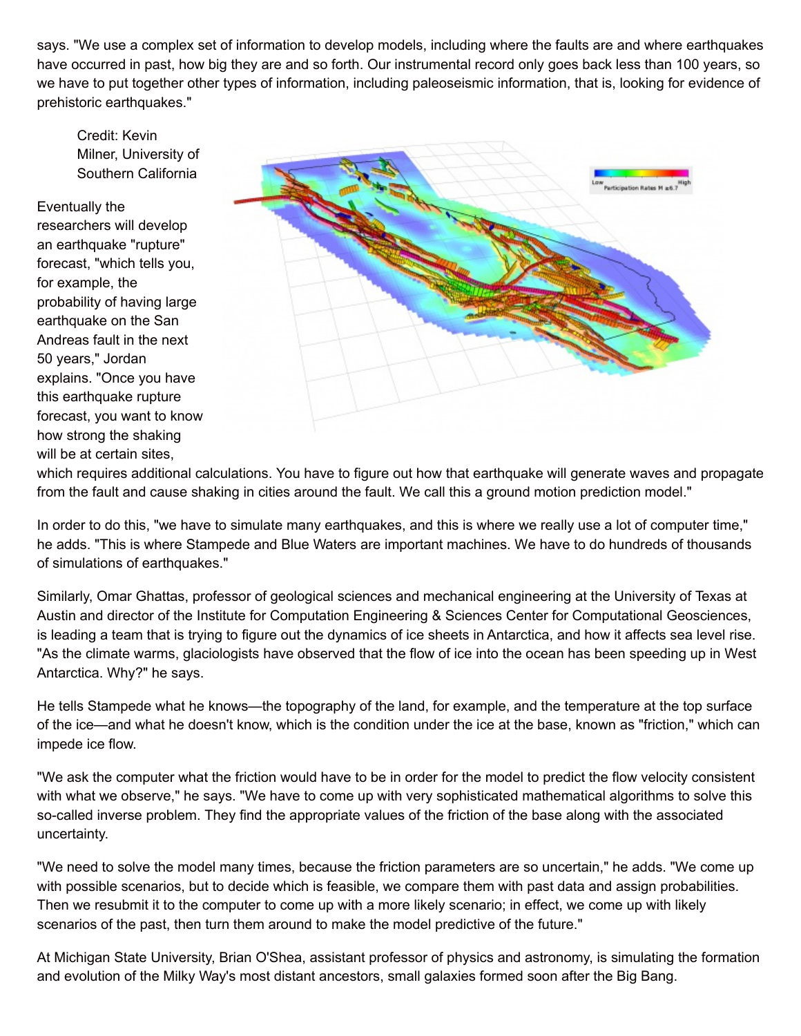says. "We use a complex set of information to develop models, including where the faults are and where earthquakes have occurred in past, how big they are and so forth. Our instrumental record only goes back less than 100 years, so we have to put together other types of information, including paleoseismic information, that is, looking for evidence of prehistoric earthquakes."

Credit: Kevin Milner, University of Southern California

Eventually the researchers will develop an earthquake "rupture" forecast, "which tells you, for example, the probability of having large earthquake on the San Andreas fault in the next 50 years," Jordan explains. "Once you have this earthquake rupture forecast, you want to know how strong the shaking will be at certain sites, which requires additional calculations. You have to figure out how that earthquake will generate waves and propagate from the fault and cause shaking in cities around the fault. We call this a ground motion prediction model."

In order to do this, "we have to simulate many earthquakes, and this is where we really use a lot of computer time," he adds. "This is where Stampede and Blue Waters are important machines. We have to do hundreds of thousands of simulations of earthquakes."

Similarly, Omar Ghattas, professor of geological sciences and mechanical engineering at the University of Texas at Austin and director of the Institute for Computation Engineering & Sciences Center for Computational Geosciences, is leading a team that is trying to figure out the dynamics of ice sheets in Antarctica, and how it affects sea level rise. "As the climate warms, glaciologists have observed that the flow of ice into the ocean has been speeding up in West Antarctica. Why?" he says.

He tells Stampede what he knows—the topography of the land, for example, and the temperature at the top surface of the ice—and what he doesn't know, which is the condition under the ice at the base, known as "friction," which can impede ice flow.

"We ask the computer what the friction would have to be in order for the model to predict the flow velocity consistent with what we observe," he says. "We have to come up with very sophisticated mathematical algorithms to solve this so-called inverse problem. They find the appropriate values of the friction of the base along with the associated uncertainty.

"We need to solve the model many times, because the friction parameters are so uncertain," he adds. "We come up with possible scenarios, but to decide which is feasible, we compare them with past data and assign probabilities. Then we resubmit it to the computer to come up with a more likely scenario; in effect, we come up with likely scenarios of the past, then turn them around to make the model predictive of the future."

At Michigan State University, Brian O'Shea, assistant professor of physics and astronomy, is simulating the formation and evolution of the Milky Way's most distant ancestors, small galaxies formed soon after the Big Bang.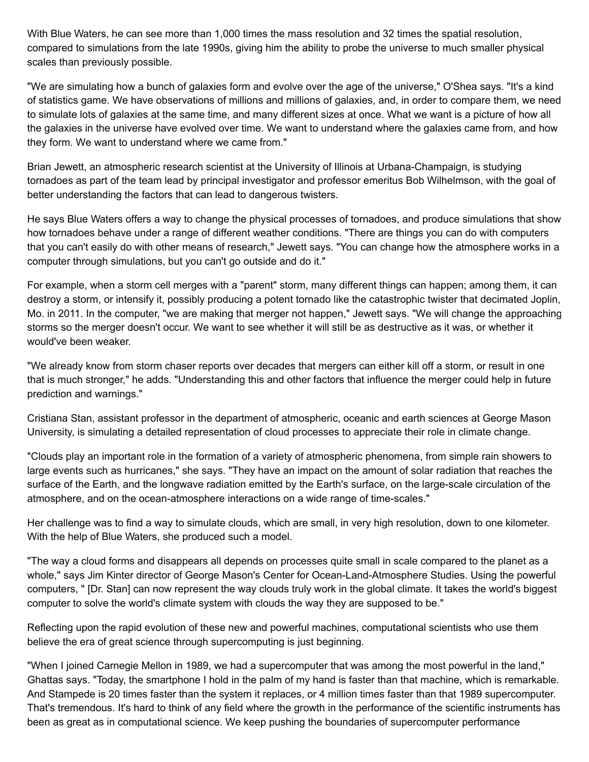With Blue Waters, he can see more than 1,000 times the mass resolution and 32 times the spatial resolution, compared to simulations from the late 1990s, giving him the ability to probe the universe to much smaller physical scales than previously possible.

"We are simulating how a bunch of galaxies form and evolve over the age of the universe," O'Shea says. "It's a kind of statistics game. We have observations of millions and millions of galaxies, and, in order to compare them, we need to simulate lots of galaxies at the same time, and many different sizes at once. What we want is a picture of how all the galaxies in the universe have evolved over time. We want to understand where the galaxies came from, and how they form. We want to understand where we came from."

Brian Jewett, an atmospheric research scientist at the University of Illinois at Urbana-Champaign, is studying tornadoes as part of the team lead by principal investigator and professor emeritus Bob Wilhelmson, with the goal of better understanding the factors that can lead to dangerous twisters.

He says Blue Waters offers a way to change the physical processes of tornadoes, and produce simulations that show how tornadoes behave under a range of different weather conditions. "There are things you can do with computers that you can't easily do with other means of research," Jewett says. "You can change how the atmosphere works in a computer through simulations, but you can't go outside and do it."

For example, when a storm cell merges with a "parent" storm, many different things can happen; among them, it can destroy a storm, or intensify it, possibly producing a potent tornado like the catastrophic twister that decimated Joplin, Mo. in 2011. In the computer, "we are making that merger not happen," Jewett says. "We will change the approaching storms so the merger doesn't occur. We want to see whether it will still be as destructive as it was, or whether it would've been weaker.

"We already know from storm chaser reports over decades that mergers can either kill off a storm, or result in one that is much stronger," he adds. "Understanding this and other factors that influence the merger could help in future prediction and warnings."

Cristiana Stan, assistant professor in the department of atmospheric, oceanic and earth sciences at George Mason University, is simulating a detailed representation of cloud processes to appreciate their role in climate change.

"Clouds play an important role in the formation of a variety of atmospheric phenomena, from simple rain showers to large events such as hurricanes," she says. "They have an impact on the amount of solar radiation that reaches the surface of the Earth, and the longwave radiation emitted by the Earth's surface, on the large-scale circulation of the atmosphere, and on the ocean-atmosphere interactions on a wide range of time-scales."

Her challenge was to find a way to simulate clouds, which are small, in very high resolution, down to one kilometer. With the help of Blue Waters, she produced such a model.

"The way a cloud forms and disappears all depends on processes quite small in scale compared to the planet as a whole," says Jim Kinter director of George Mason's Center for Ocean-Land-Atmosphere Studies. Using the powerful computers, " [Dr. Stan] can now represent the way clouds truly work in the global climate. It takes the world's biggest computer to solve the world's climate system with clouds the way they are supposed to be."

Reflecting upon the rapid evolution of these new and powerful machines, computational scientists who use them believe the era of great science through supercomputing is just beginning.

"When I joined Carnegie Mellon in 1989, we had a supercomputer that was among the most powerful in the land," Ghattas says. "Today, the smartphone I hold in the palm of my hand is faster than that machine, which is remarkable. And Stampede is 20 times faster than the system it replaces, or 4 million times faster than that 1989 supercomputer. That's tremendous. It's hard to think of any field where the growth in the performance of the scientific instruments has been as great as in computational science. We keep pushing the boundaries of supercomputer performance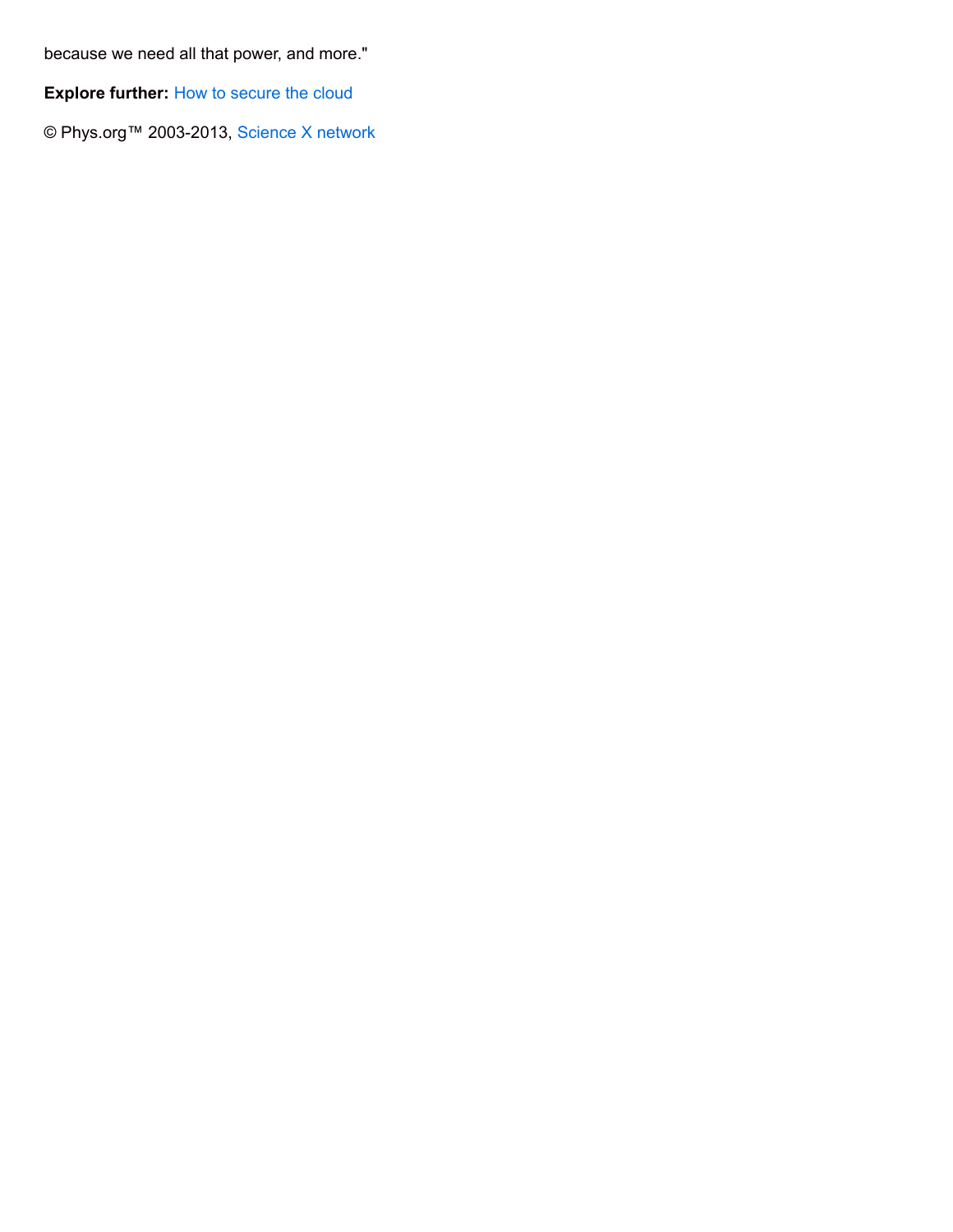because we need all that power, and more."

**Explore further:** How to secure the cloud

© Phys.org™ 2003-2013, Science X network